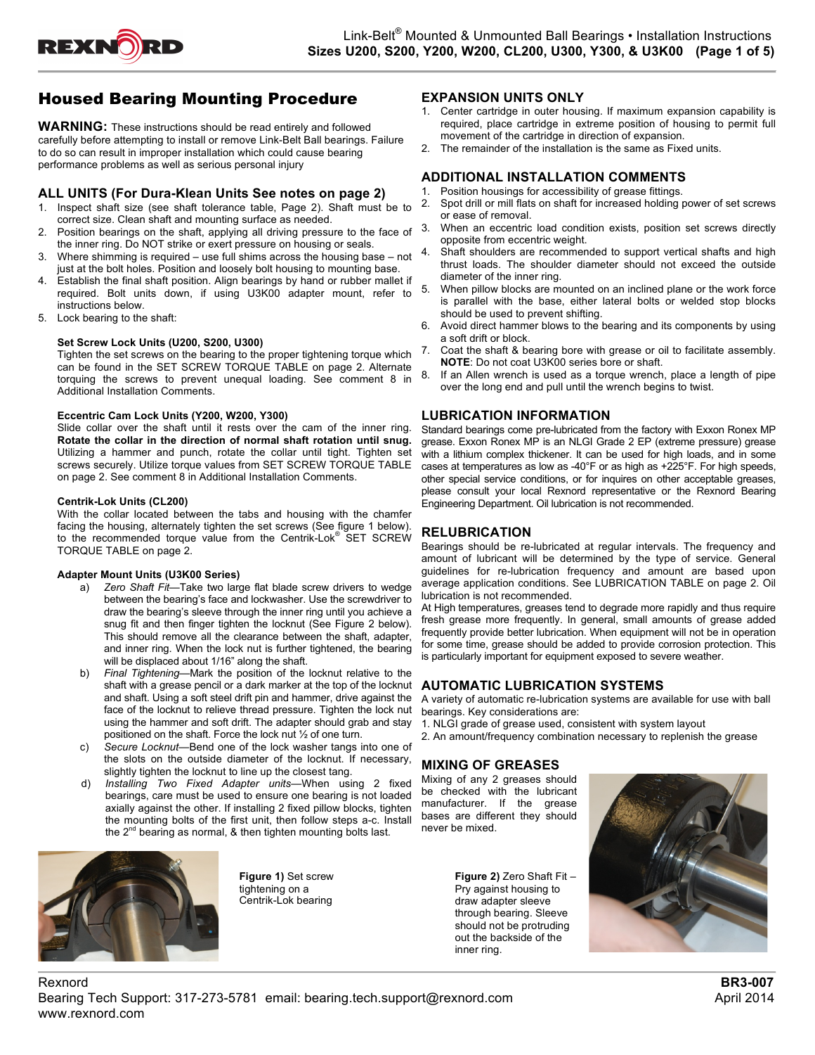# Housed Bearing Mounting Procedure

**WARNING:** These instructions should be read entirely and followed carefully before attempting to install or remove Link-Belt Ball bearings. Failure to do so can result in improper installation which could cause bearing performance problems as well as serious personal injury

## ALL UNITS (For Dura-Klean Units See notes on page 2)

1. Inspect shaft size (see shaft tolerance table, Page 2). Shaft must be to correct size. Clean shaft and mounting surface as needed.
2. Position bearings on the shaft, applying all driving pressure to the face of the inner ring. Do NOT strike or exert pressure on housing or seals.
3. Where shimming is required – use full shims across the housing base – not just at the bolt holes. Position and loosely bolt housing to mounting base.
4. Establish the final shaft position. Align bearings by hand or rubber mallet if required. Bolt units down, if using U3K00 adapter mount, refer to instructions below.
5. Lock bearing to the shaft:

**Set Screw Lock Units (U200, S200, U300)**

Tighten the set screws on the bearing to the proper tightening torque which can be found in the SET SCREW TORQUE TABLE on page 2. Alternate torquing the screws to prevent unequal loading. See comment 8 in Additional Installation Comments.

**Eccentric Cam Lock Units (Y200, W200, Y300)**

Slide collar over the shaft until it rests over the cam of the inner ring. **Rotate the collar in the direction of normal shaft rotation until snug.** Utilizing a hammer and punch, rotate the collar until tight. Tighten set screws securely. Utilize torque values from SET SCREW TORQUE TABLE on page 2. See comment 8 in Additional Installation Comments.

**Centrik-Lok Units (CL200)**

With the collar located between the tabs and housing with the chamfer facing the housing, alternately tighten the set screws (See figure 1 below). to the recommended torque value from the Centrik-Lok® SET SCREW TORQUE TABLE on page 2.

**Adapter Mount Units (U3K00 Series)**

a) *Zero Shaft Fit*—Take two large flat blade screw drivers to wedge between the bearing's face and lockwasher. Use the screwdriver to draw the bearing's sleeve through the inner ring until you achieve a snug fit and then finger tighten the locknut (See Figure 2 below). This should remove all the clearance between the shaft, adapter, and inner ring. When the lock nut is further tightened, the bearing will be displaced about 1/16" along the shaft.

b) *Final Tightening*—Mark the position of the locknut relative to the shaft with a grease pencil or a dark marker at the top of the locknut and shaft. Using a soft steel drift pin and hammer, drive against the face of the locknut to relieve thread pressure. Tighten the lock nut using the hammer and soft drift. The adapter should grab and stay positioned on the shaft. Force the lock nut ½ of one turn.

c) *Secure Locknut*—Bend one of the lock washer tangs into one of the slots on the outside diameter of the locknut. If necessary, slightly tighten the locknut to line up the closest tang.

d) *Installing Two Fixed Adapter units*—When using 2 fixed bearings, care must be used to ensure one bearing is not loaded axially against the other. If installing 2 fixed pillow blocks, tighten the mounting bolts of the first unit, then follow steps a-c. Install the 2nd bearing as normal, & then tighten mounting bolts last.

**Figure 1)** Set screw tightening on a Centrik-Lok bearing

## EXPANSION UNITS ONLY

1. Center cartridge in outer housing. If maximum expansion capability is required, place cartridge in extreme position of housing to permit full movement of the cartridge in direction of expansion.
2. The remainder of the installation is the same as Fixed units.

## ADDITIONAL INSTALLATION COMMENTS

1. Position housings for accessibility of grease fittings.
2. Spot drill or mill flats on shaft for increased holding power of set screws or ease of removal.
3. When an eccentric load condition exists, position set screws directly opposite from eccentric weight.
4. Shaft shoulders are recommended to support vertical shafts and high thrust loads. The shoulder diameter should not exceed the outside diameter of the inner ring.
5. When pillow blocks are mounted on an inclined plane or the work force is parallel with the base, either lateral bolts or welded stop blocks should be used to prevent shifting.
6. Avoid direct hammer blows to the bearing and its components by using a soft drift or block.
7. Coat the shaft & bearing bore with grease or oil to facilitate assembly. **NOTE**: Do not coat U3K00 series bore or shaft.
8. If an Allen wrench is used as a torque wrench, place a length of pipe over the long end and pull until the wrench begins to twist.

## LUBRICATION INFORMATION

Standard bearings come pre-lubricated from the factory with Exxon Ronex MP grease. Exxon Ronex MP is an NLGI Grade 2 EP (extreme pressure) grease with a lithium complex thickener. It can be used for high loads, and in some cases at temperatures as low as -40°F or as high as +225°F. For high speeds, other special service conditions, or for inquires on other acceptable greases, please consult your local Rexnord representative or the Rexnord Bearing Engineering Department. Oil lubrication is not recommended.

## RELUBRICATION

Bearings should be re-lubricated at regular intervals. The frequency and amount of lubricant will be determined by the type of service. General guidelines for re-lubrication frequency and amount are based upon average application conditions. See LUBRICATION TABLE on page 2. Oil lubrication is not recommended.

At High temperatures, greases tend to degrade more rapidly and thus require fresh grease more frequently. In general, small amounts of grease added frequently provide better lubrication. When equipment will not be in operation for some time, grease should be added to provide corrosion protection. This is particularly important for equipment exposed to severe weather.

## AUTOMATIC LUBRICATION SYSTEMS

A variety of automatic re-lubrication systems are available for use with ball bearings. Key considerations are:

1. NLGI grade of grease used, consistent with system layout
2. An amount/frequency combination necessary to replenish the grease

## MIXING OF GREASES

Mixing of any 2 greases should be checked with the lubricant manufacturer. If the grease bases are different they should never be mixed.

**Figure 2)** Zero Shaft Fit – Pry against housing to draw adapter sleeve through bearing. Sleeve should not be protruding out the backside of the inner ring.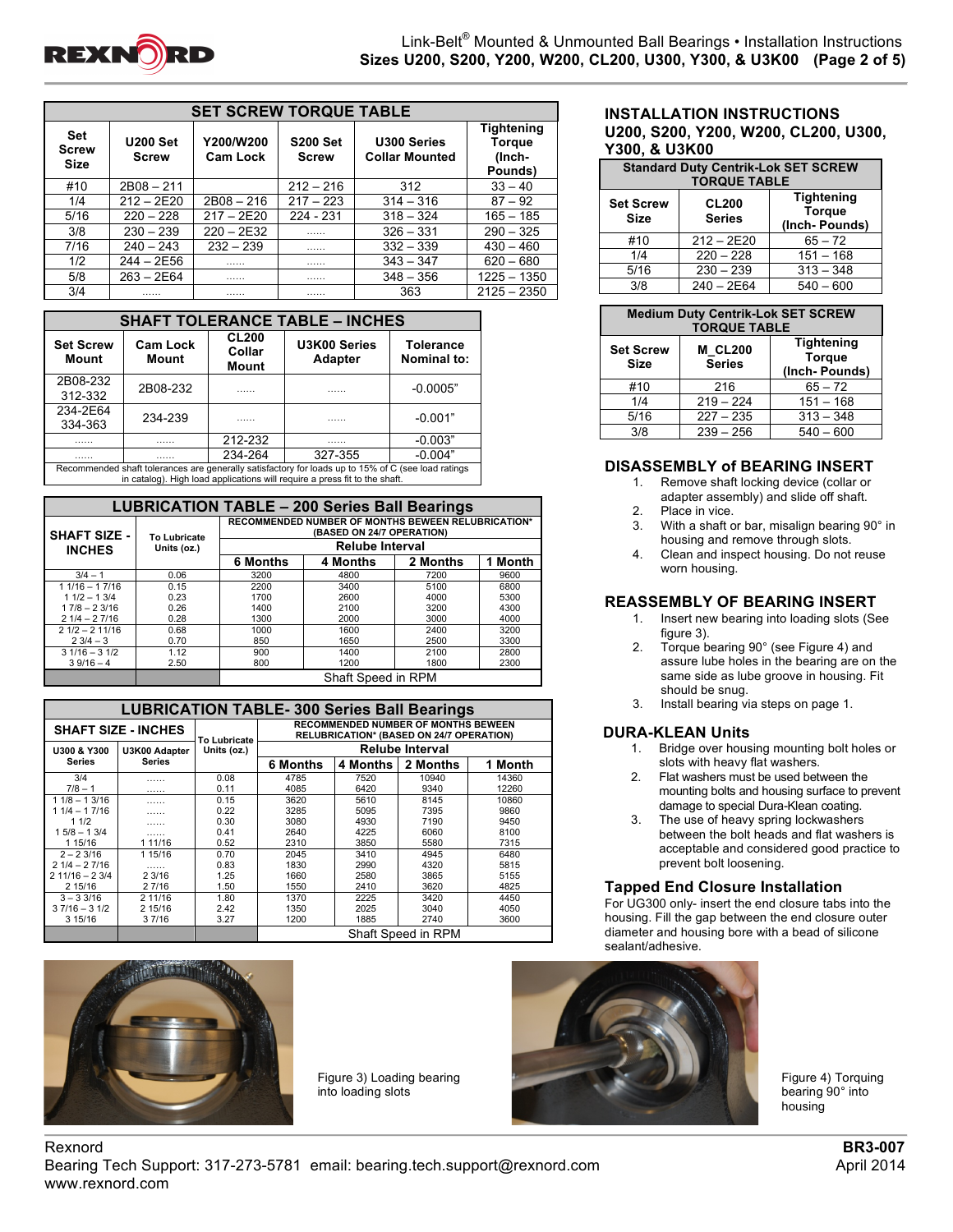## SET SCREW TORQUE TABLE

| Set Screw Size | U200 Set Screw | Y200/W200 Cam Lock | S200 Set Screw | U300 Series Collar Mounted | Tightening Torque (Inch-Pounds) |
|---|---|---|---|---|---|
| #10 | 2B08 – 211 | | 212 – 216 | 312 | 33 – 40 |
| 1/4 | 212 – 2E20 | 2B08 – 216 | 217 – 223 | 314 – 316 | 87 – 92 |
| 5/16 | 220 – 228 | 217 – 2E20 | 224 - 231 | 318 – 324 | 165 – 185 |
| 3/8 | 230 – 239 | 220 – 2E32 | ...... | 326 – 331 | 290 – 325 |
| 7/16 | 240 – 243 | 232 – 239 | ...... | 332 – 339 | 430 – 460 |
| 1/2 | 244 – 2E56 | ...... | ...... | 343 – 347 | 620 – 680 |
| 5/8 | 263 – 2E64 | ...... | ...... | 348 – 356 | 1225 – 1350 |
| 3/4 | ...... | ...... | ...... | 363 | 2125 – 2350 |

## SHAFT TOLERANCE TABLE – INCHES

| Set Screw Mount | Cam Lock Mount | CL200 Collar Mount | U3K00 Series Adapter | Tolerance Nominal to: |
|---|---|---|---|---|
| 2B08-232 312-332 | 2B08-232 | ...... | ...... | -0.0005" |
| 234-2E64 334-363 | 234-239 | ...... | ...... | -0.001" |
| ...... | ...... | 212-232 | ...... | -0.003" |
| ...... | ...... | 234-264 | 327-355 | -0.004" |

Recommended shaft tolerances are generally satisfactory for loads up to 15% of C (see load ratings in catalog). High load applications will require a press fit to the shaft.

## LUBRICATION TABLE – 200 Series Ball Bearings

| SHAFT SIZE - INCHES | To Lubricate Units (oz.) | RECOMMENDED NUMBER OF MONTHS BEWEEN RELUBRICATION* (BASED ON 24/7 OPERATION) | | | |
|---|---|---|---|---|---|
| | | Relube Interval | | | |
| | | 6 Months | 4 Months | 2 Months | 1 Month |
| 3/4 – 1 | 0.06 | 3200 | 4800 | 7200 | 9600 |
| 1 1/16 – 1 7/16 | 0.15 | 2200 | 3400 | 5100 | 6800 |
| 1 1/2 – 1 3/4 | 0.23 | 1700 | 2600 | 4000 | 5300 |
| 1 7/8 – 2 3/16 | 0.26 | 1400 | 2100 | 3200 | 4300 |
| 2 1/4 – 2 7/16 | 0.28 | 1300 | 2000 | 3000 | 4000 |
| 2 1/2 – 2 11/16 | 0.68 | 1000 | 1600 | 2400 | 3200 |
| 2 3/4 – 3 | 0.70 | 850 | 1650 | 2500 | 3300 |
| 3 1/16 – 3 1/2 | 1.12 | 900 | 1400 | 2100 | 2800 |
| 3 9/16 – 4 | 2.50 | 800 | 1200 | 1800 | 2300 |
| | | Shaft Speed in RPM | | | |

## LUBRICATION TABLE- 300 Series Ball Bearings

| SHAFT SIZE - INCHES | | To Lubricate Units (oz.) | RECOMMENDED NUMBER OF MONTHS BEWEEN RELUBRICATION* (BASED ON 24/7 OPERATION) | | | |
|---|---|---|---|---|---|---|
| U300 & Y300 Series | U3K00 Adapter Series | | Relube Interval | | | |
| | | | 6 Months | 4 Months | 2 Months | 1 Month |
| 3/4 | ...... | 0.08 | 4785 | 7520 | 10940 | 14360 |
| 7/8 – 1 | ...... | 0.11 | 4085 | 6420 | 9340 | 12260 |
| 1 1/8 – 1 3/16 | ...... | 0.15 | 3620 | 5610 | 8145 | 10860 |
| 1 1/4 – 1 7/16 | ...... | 0.22 | 3285 | 5095 | 7395 | 9860 |
| 1 1/2 | ...... | 0.30 | 3080 | 4930 | 7190 | 9450 |
| 1 5/8 – 1 3/4 | ...... | 0.41 | 2640 | 4225 | 6060 | 8100 |
| 1 15/16 | 1 11/16 | 0.52 | 2310 | 3850 | 5580 | 7315 |
| 2 – 2 3/16 | 1 15/16 | 0.70 | 2045 | 3410 | 4945 | 6480 |
| 2 1/4 – 2 7/16 | ...... | 0.83 | 1830 | 2990 | 4320 | 5815 |
| 2 11/16 – 2 3/4 | 2 3/16 | 1.25 | 1660 | 2580 | 3865 | 5155 |
| 2 15/16 | 2 7/16 | 1.50 | 1550 | 2410 | 3620 | 4825 |
| 3 – 3 3/16 | 2 11/16 | 1.80 | 1370 | 2225 | 3420 | 4450 |
| 3 7/16 – 3 1/2 | 2 15/16 | 2.42 | 1350 | 2025 | 3040 | 4050 |
| 3 15/16 | 3 7/16 | 3.27 | 1200 | 1885 | 2740 | 3600 |
| | | | Shaft Speed in RPM | | | |

## INSTALLATION INSTRUCTIONS U200, S200, Y200, W200, CL200, U300, Y300, & U3K00

### Standard Duty Centrik-Lok SET SCREW TORQUE TABLE

| Set Screw Size | CL200 Series | Tightening Torque (Inch- Pounds) |
|---|---|---|
| #10 | 212 – 2E20 | 65 – 72 |
| 1/4 | 220 – 228 | 151 – 168 |
| 5/16 | 230 – 239 | 313 – 348 |
| 3/8 | 240 – 2E64 | 540 – 600 |

### Medium Duty Centrik-Lok SET SCREW TORQUE TABLE

| Set Screw Size | M_CL200 Series | Tightening Torque (Inch- Pounds) |
|---|---|---|
| #10 | 216 | 65 – 72 |
| 1/4 | 219 – 224 | 151 – 168 |
| 5/16 | 227 – 235 | 313 – 348 |
| 3/8 | 239 – 256 | 540 – 600 |

## DISASSEMBLY of BEARING INSERT

1. Remove shaft locking device (collar or adapter assembly) and slide off shaft.
2. Place in vice.
3. With a shaft or bar, misalign bearing 90° in housing and remove through slots.
4. Clean and inspect housing. Do not reuse worn housing.

## REASSEMBLY OF BEARING INSERT

1. Insert new bearing into loading slots (See figure 3).
2. Torque bearing 90° (see Figure 4) and assure lube holes in the bearing are on the same side as lube groove in housing. Fit should be snug.
3. Install bearing via steps on page 1.

## DURA-KLEAN Units

1. Bridge over housing mounting bolt holes or slots with heavy flat washers.
2. Flat washers must be used between the mounting bolts and housing surface to prevent damage to special Dura-Klean coating.
3. The use of heavy spring lockwashers between the bolt heads and flat washers is acceptable and considered good practice to prevent bolt loosening.

## Tapped End Closure Installation

For UG300 only- insert the end closure tabs into the housing. Fill the gap between the end closure outer diameter and housing bore with a bead of silicone sealant/adhesive.

Figure 3) Loading bearing into loading slots

Figure 4) Torquing bearing 90° into housing

Rexnord
Bearing Tech Support: 317-273-5781 email: bearing.tech.support@rexnord.com
www.rexnord.com

BR3-007
April 2014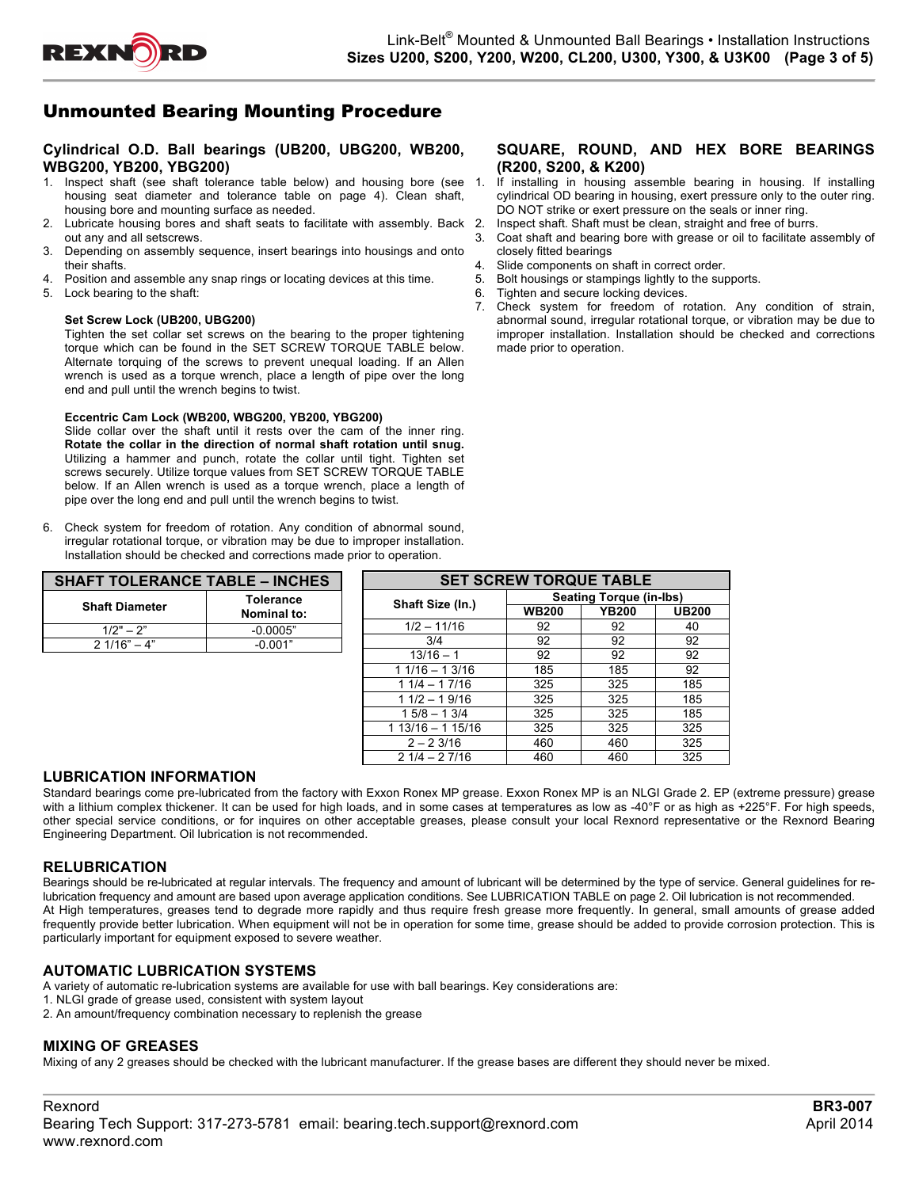# Unmounted Bearing Mounting Procedure

## Cylindrical O.D. Ball bearings (UB200, UBG200, WB200, WBG200, YB200, YBG200)

1. Inspect shaft (see shaft tolerance table below) and housing bore (see housing seat diameter and tolerance table on page 4). Clean shaft, housing bore and mounting surface as needed.
2. Lubricate housing bores and shaft seats to facilitate with assembly. Back out any and all setscrews.
3. Depending on assembly sequence, insert bearings into housings and onto their shafts.
4. Position and assemble any snap rings or locating devices at this time.
5. Lock bearing to the shaft:

   **Set Screw Lock (UB200, UBG200)**
   Tighten the set collar set screws on the bearing to the proper tightening torque which can be found in the SET SCREW TORQUE TABLE below. Alternate torquing of the screws to prevent unequal loading. If an Allen wrench is used as a torque wrench, place a length of pipe over the long end and pull until the wrench begins to twist.

   **Eccentric Cam Lock (WB200, WBG200, YB200, YBG200)**
   Slide collar over the shaft until it rests over the cam of the inner ring. **Rotate the collar in the direction of normal shaft rotation until snug.** Utilizing a hammer and punch, rotate the collar until tight. Tighten set screws securely. Utilize torque values from SET SCREW TORQUE TABLE below. If an Allen wrench is used as a torque wrench, place a length of pipe over the long end and pull until the wrench begins to twist.

6. Check system for freedom of rotation. Any condition of abnormal sound, irregular rotational torque, or vibration may be due to improper installation. Installation should be checked and corrections made prior to operation.

## SQUARE, ROUND, AND HEX BORE BEARINGS (R200, S200, & K200)

1. If installing in housing assemble bearing in housing. If installing cylindrical OD bearing in housing, exert pressure only to the outer ring. DO NOT strike or exert pressure on the seals or inner ring.
2. Inspect shaft. Shaft must be clean, straight and free of burrs.
3. Coat shaft and bearing bore with grease or oil to facilitate assembly of closely fitted bearings
4. Slide components on shaft in correct order.
5. Bolt housings or stampings lightly to the supports.
6. Tighten and secure locking devices.
7. Check system for freedom of rotation. Any condition of strain, abnormal sound, irregular rotational torque, or vibration may be due to improper installation. Installation should be checked and corrections made prior to operation.

**SHAFT TOLERANCE TABLE – INCHES**

| Shaft Diameter | Tolerance Nominal to: |
|---|---|
| 1/2" – 2" | -0.0005" |
| 2 1/16" – 4" | -0.001" |

**SET SCREW TORQUE TABLE**

| Shaft Size (In.) | Seating Torque (in-lbs) | | |
|---|---|---|---|
| | WB200 | YB200 | UB200 |
| 1/2 – 11/16 | 92 | 92 | 40 |
| 3/4 | 92 | 92 | 92 |
| 13/16 – 1 | 92 | 92 | 92 |
| 1 1/16 – 1 3/16 | 185 | 185 | 92 |
| 1 1/4 – 1 7/16 | 325 | 325 | 185 |
| 1 1/2 – 1 9/16 | 325 | 325 | 185 |
| 1 5/8 – 1 3/4 | 325 | 325 | 185 |
| 1 13/16 – 1 15/16 | 325 | 325 | 325 |
| 2 – 2 3/16 | 460 | 460 | 325 |
| 2 1/4 – 2 7/16 | 460 | 460 | 325 |

## LUBRICATION INFORMATION

Standard bearings come pre-lubricated from the factory with Exxon Ronex MP grease. Exxon Ronex MP is an NLGI Grade 2. EP (extreme pressure) grease with a lithium complex thickener. It can be used for high loads, and in some cases at temperatures as low as -40°F or as high as +225°F. For high speeds, other special service conditions, or for inquires on other acceptable greases, please consult your local Rexnord representative or the Rexnord Bearing Engineering Department. Oil lubrication is not recommended.

## RELUBRICATION

Bearings should be re-lubricated at regular intervals. The frequency and amount of lubricant will be determined by the type of service. General guidelines for re-lubrication frequency and amount are based upon average application conditions. See LUBRICATION TABLE on page 2. Oil lubrication is not recommended.
At High temperatures, greases tend to degrade more rapidly and thus require fresh grease more frequently. In general, small amounts of grease added frequently provide better lubrication. When equipment will not be in operation for some time, grease should be added to provide corrosion protection. This is particularly important for equipment exposed to severe weather.

## AUTOMATIC LUBRICATION SYSTEMS

A variety of automatic re-lubrication systems are available for use with ball bearings. Key considerations are:
1. NLGI grade of grease used, consistent with system layout
2. An amount/frequency combination necessary to replenish the grease

## MIXING OF GREASES

Mixing of any 2 greases should be checked with the lubricant manufacturer. If the grease bases are different they should never be mixed.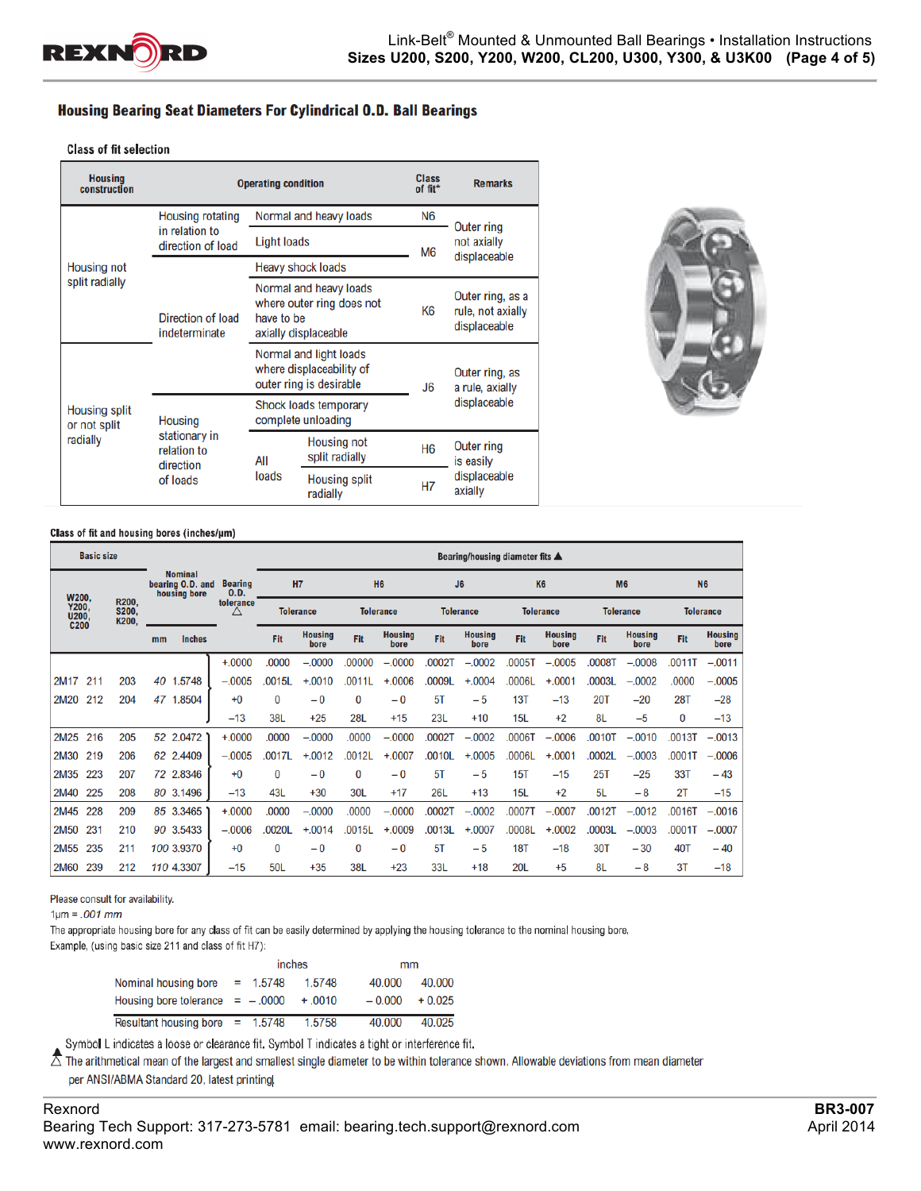## Housing Bearing Seat Diameters For Cylindrical O.D. Ball Bearings

### Class of fit selection

| Housing construction | Operating condition | | Class of fit* | Remarks |
|---|---|---|---|---|
| Housing not split radially | Housing rotating in relation to direction of load | Normal and heavy loads | N6 | Outer ring not axially displaceable |
| | | Light loads | M6 | |
| | Direction of load indeterminate | Heavy shock loads | | |
| | | Normal and heavy loads where outer ring does not have to be axially displaceable | K6 | Outer ring, as a rule, not axially displaceable |
| Housing split or not split radially | | Normal and light loads where displaceability of outer ring is desirable | J6 | Outer ring, as a rule, axially displaceable |
| | Housing stationary in relation to direction of loads | Shock loads temporary complete unloading | | |
| | | All loads — Housing not split radially | H6 | Outer ring is easily displaceable axially |
| | | All loads — Housing split radially | H7 | |

### Class of fit and housing bores (inches/µm)

| W200, Y200, U200, C200 | | R200, S200, K200, | Nominal bearing O.D. and housing bore (mm) | (Inches) | Bearing O.D. tolerance △ | H7 Fit | H7 Housing bore | H6 Fit | H6 Housing bore | J6 Fit | J6 Housing bore | K6 Fit | K6 Housing bore | M6 Fit | M6 Housing bore | N6 Fit | N6 Housing bore |
|---|---|---|---|---|---|---|---|---|---|---|---|---|---|---|---|---|---|
| | | | | | +.0000 | .0000 | –.0000 | .00000 | –.0000 | .0002T | –.0002 | .0005T | –.0005 | .0008T | –.0008 | .0011T | –.0011 |
| 2M17 | 211 | 203 | 40 | 1.5748 | –.0005 | .0015L | +.0010 | .0011L | +.0006 | .0009L | +.0004 | .0006L | +.0001 | .0003L | –.0002 | .0000 | –.0005 |
| 2M20 | 212 | 204 | 47 | 1.8504 | +0 | 0 | – 0 | 0 | – 0 | 5T | – 5 | 13T | –13 | 20T | –20 | 28T | –28 |
| | | | | | –13 | 38L | +25 | 28L | +15 | 23L | +10 | 15L | +2 | 8L | –5 | 0 | –13 |
| 2M25 | 216 | 205 | 52 | 2.0472 | +.0000 | .0000 | –.0000 | .0000 | –.0000 | .0002T | –.0002 | .0006T | –.0006 | .0010T | –.0010 | .0013T | –.0013 |
| 2M30 | 219 | 206 | 62 | 2.4409 | –.0005 | .0017L | +.0012 | .0012L | +.0007 | .0010L | +.0005 | .0006L | +.0001 | .0002L | –.0003 | .0001T | –.0006 |
| 2M35 | 223 | 207 | 72 | 2.8346 | +0 | 0 | – 0 | 0 | – 0 | 5T | – 5 | 15T | –15 | 25T | –25 | 33T | – 43 |
| 2M40 | 225 | 208 | 80 | 3.1496 | –13 | 43L | +30 | 30L | +17 | 26L | +13 | 15L | +2 | 5L | – 8 | 2T | –15 |
| 2M45 | 228 | 209 | 85 | 3.3465 | +.0000 | .0000 | –.0000 | .0000 | –.0000 | .0002T | –.0002 | .0007T | –.0007 | .0012T | –.0012 | .0016T | –.0016 |
| 2M50 | 231 | 210 | 90 | 3.5433 | –.0006 | .0020L | +.0014 | .0015L | +.0009 | .0013L | +.0007 | .0008L | +.0002 | .0003L | –.0003 | .0001T | –.0007 |
| 2M55 | 235 | 211 | 100 | 3.9370 | +0 | 0 | – 0 | 0 | – 0 | 5T | – 5 | 18T | –18 | 30T | – 30 | 40T | – 40 |
| 2M60 | 239 | 212 | 110 | 4.3307 | –15 | 50L | +35 | 38L | +23 | 33L | +18 | 20L | +5 | 8L | – 8 | 3T | –18 |

Please consult for availability.

1µm = *.001 mm*

The appropriate housing bore for any class of fit can be easily determined by applying the housing tolerance to the nominal housing bore.

Example, (using basic size 211 and class of fit H7):

| | | inches | | mm | |
|---|---|---|---|---|---|
| Nominal housing bore | = | 1.5748 | 1.5748 | 40.000 | 40.000 |
| Housing bore tolerance | = | – .0000 | + .0010 | – 0.000 | + 0.025 |
| Resultant housing bore | = | 1.5748 | 1.5758 | 40.000 | 40.025 |

▲ Symbol L indicates a loose or clearance fit. Symbol T indicates a tight or interference fit.

△ The arithmetical mean of the largest and smallest single diameter to be within tolerance shown. Allowable deviations from mean diameter per ANSI/ABMA Standard 20, latest printing.

Rexnord
Bearing Tech Support: 317-273-5781 email: bearing.tech.support@rexnord.com
www.rexnord.com

BR3-007
April 2014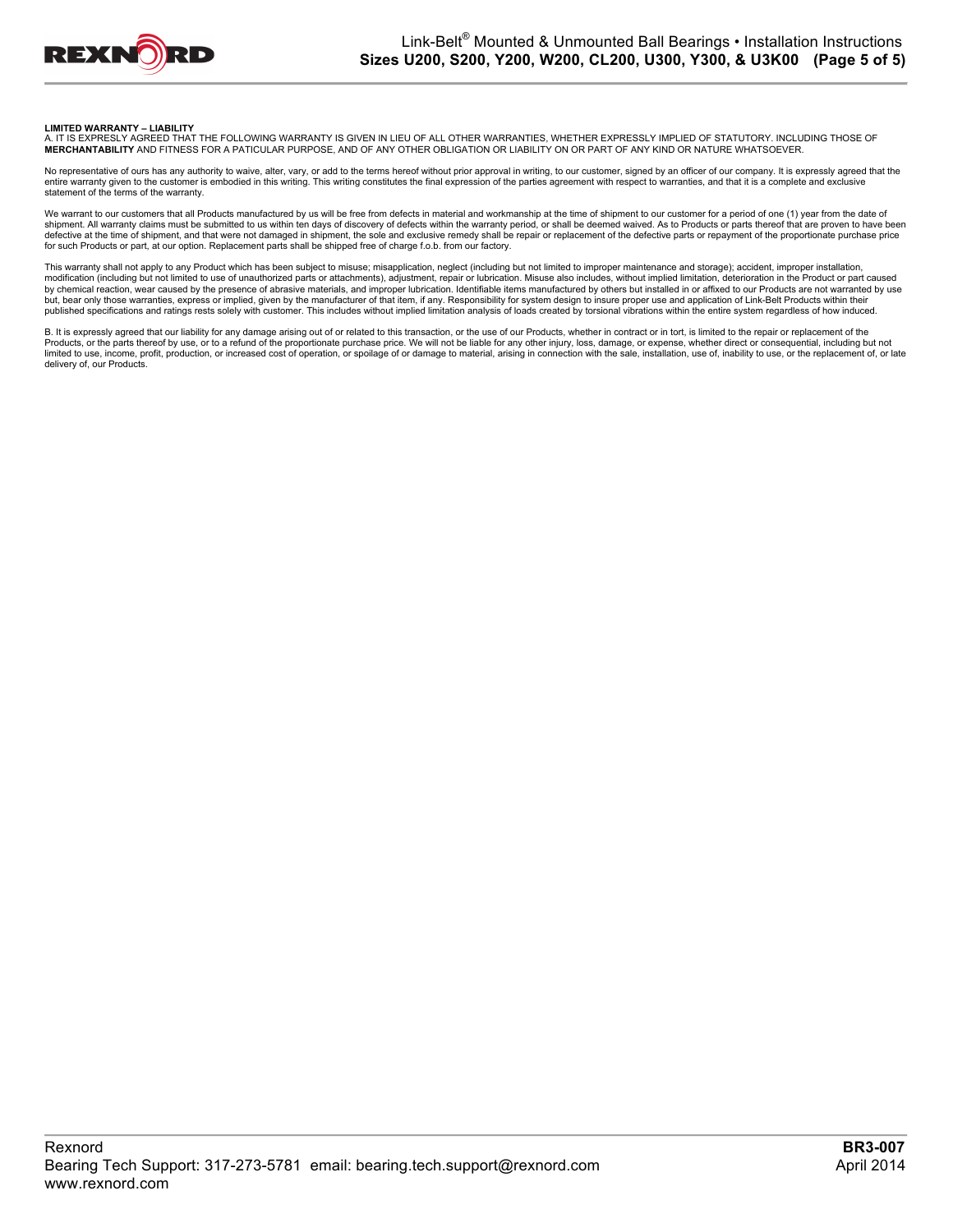**LIMITED WARRANTY – LIABILITY**

A. IT IS EXPRESLY AGREED THAT THE FOLLOWING WARRANTY IS GIVEN IN LIEU OF ALL OTHER WARRANTIES, WHETHER EXPRESSLY IMPLIED OF STATUTORY. INCLUDING THOSE OF **MERCHANTABILITY** AND FITNESS FOR A PATICULAR PURPOSE, AND OF ANY OTHER OBLIGATION OR LIABILITY ON OR PART OF ANY KIND OR NATURE WHATSOEVER.

No representative of ours has any authority to waive, alter, vary, or add to the terms hereof without prior approval in writing, to our customer, signed by an officer of our company. It is expressly agreed that the entire warranty given to the customer is embodied in this writing. This writing constitutes the final expression of the parties agreement with respect to warranties, and that it is a complete and exclusive statement of the terms of the warranty.

We warrant to our customers that all Products manufactured by us will be free from defects in material and workmanship at the time of shipment to our customer for a period of one (1) year from the date of shipment. All warranty claims must be submitted to us within ten days of discovery of defects within the warranty period, or shall be deemed waived. As to Products or parts thereof that are proven to have been defective at the time of shipment, and that were not damaged in shipment, the sole and exclusive remedy shall be repair or replacement of the defective parts or repayment of the proportionate purchase price for such Products or part, at our option. Replacement parts shall be shipped free of charge f.o.b. from our factory.

This warranty shall not apply to any Product which has been subject to misuse; misapplication, neglect (including but not limited to improper maintenance and storage); accident, improper installation, modification (including but not limited to use of unauthorized parts or attachments), adjustment, repair or lubrication. Misuse also includes, without implied limitation, deterioration in the Product or part caused by chemical reaction, wear caused by the presence of abrasive materials, and improper lubrication. Identifiable items manufactured by others but installed in or affixed to our Products are not warranted by use but, bear only those warranties, express or implied, given by the manufacturer of that item, if any. Responsibility for system design to insure proper use and application of Link-Belt Products within their published specifications and ratings rests solely with customer. This includes without implied limitation analysis of loads created by torsional vibrations within the entire system regardless of how induced.

B. It is expressly agreed that our liability for any damage arising out of or related to this transaction, or the use of our Products, whether in contract or in tort, is limited to the repair or replacement of the Products, or the parts thereof by use, or to a refund of the proportionate purchase price. We will not be liable for any other injury, loss, damage, or expense, whether direct or consequential, including but not limited to use, income, profit, production, or increased cost of operation, or spoilage of or damage to material, arising in connection with the sale, installation, use of, inability to use, or the replacement of, or late delivery of, our Products.